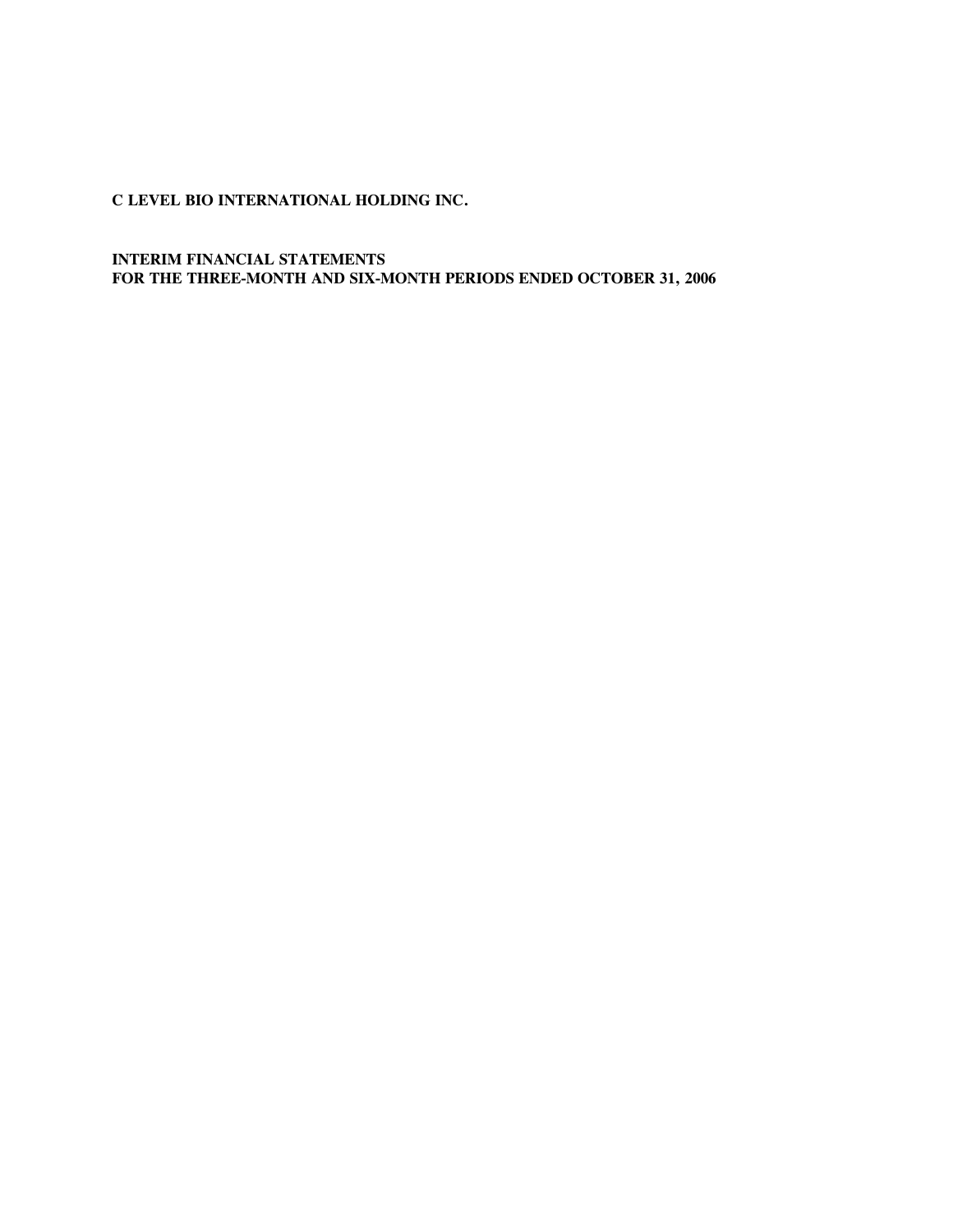**C LEVEL BIO INTERNATIONAL HOLDING INC.**

**INTERIM FINANCIAL STATEMENTS**
**FOR THE THREE-MONTH AND SIX-MONTH PERIODS ENDED OCTOBER 31, 2006**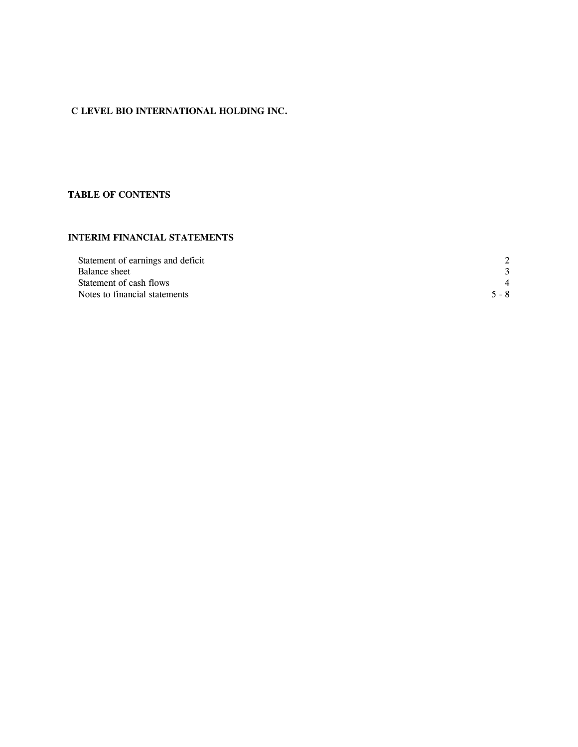**C LEVEL BIO INTERNATIONAL HOLDING INC.**

## TABLE OF CONTENTS

### INTERIM FINANCIAL STATEMENTS

| | |
|---|---|
| Statement of earnings and deficit | 2 |
| Balance sheet | 3 |
| Statement of cash flows | 4 |
| Notes to financial statements | 5 - 8 |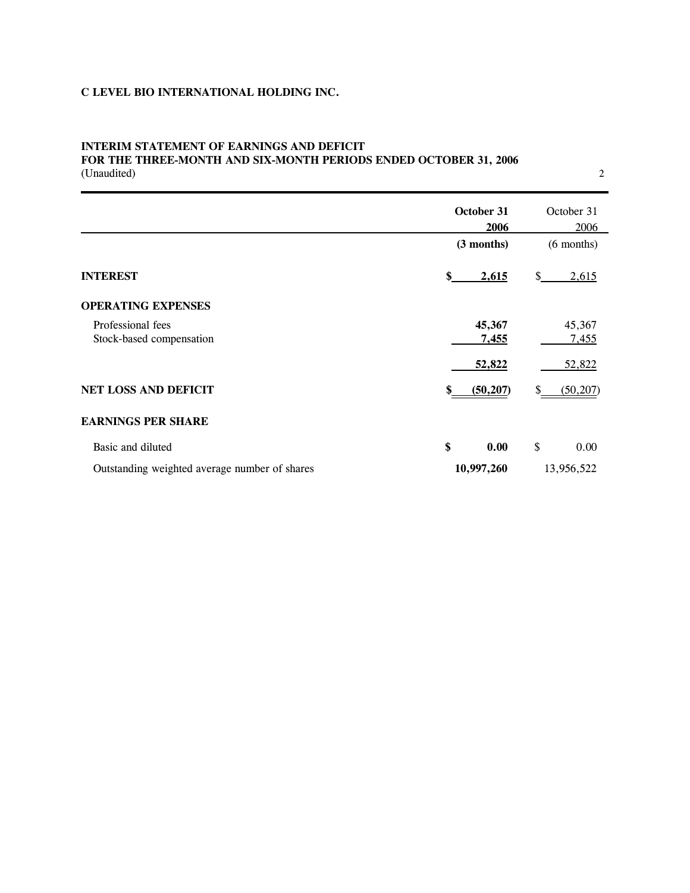**C LEVEL BIO INTERNATIONAL HOLDING INC.**

**INTERIM STATEMENT OF EARNINGS AND DEFICIT**
**FOR THE THREE-MONTH AND SIX-MONTH PERIODS ENDED OCTOBER 31, 2006**
(Unaudited)

| | **October 31 2006** | October 31 2006 |
|---|---|---|
| | **(3 months)** | (6 months) |
| **INTEREST** | **$ 2,615** | $ 2,615 |
| **OPERATING EXPENSES** | | |
| Professional fees | **45,367** | 45,367 |
| Stock-based compensation | **7,455** | 7,455 |
| | **52,822** | 52,822 |
| **NET LOSS AND DEFICIT** | **$ (50,207)** | $ (50,207) |
| **EARNINGS PER SHARE** | | |
| Basic and diluted | **$ 0.00** | $ 0.00 |
| Outstanding weighted average number of shares | **10,997,260** | 13,956,522 |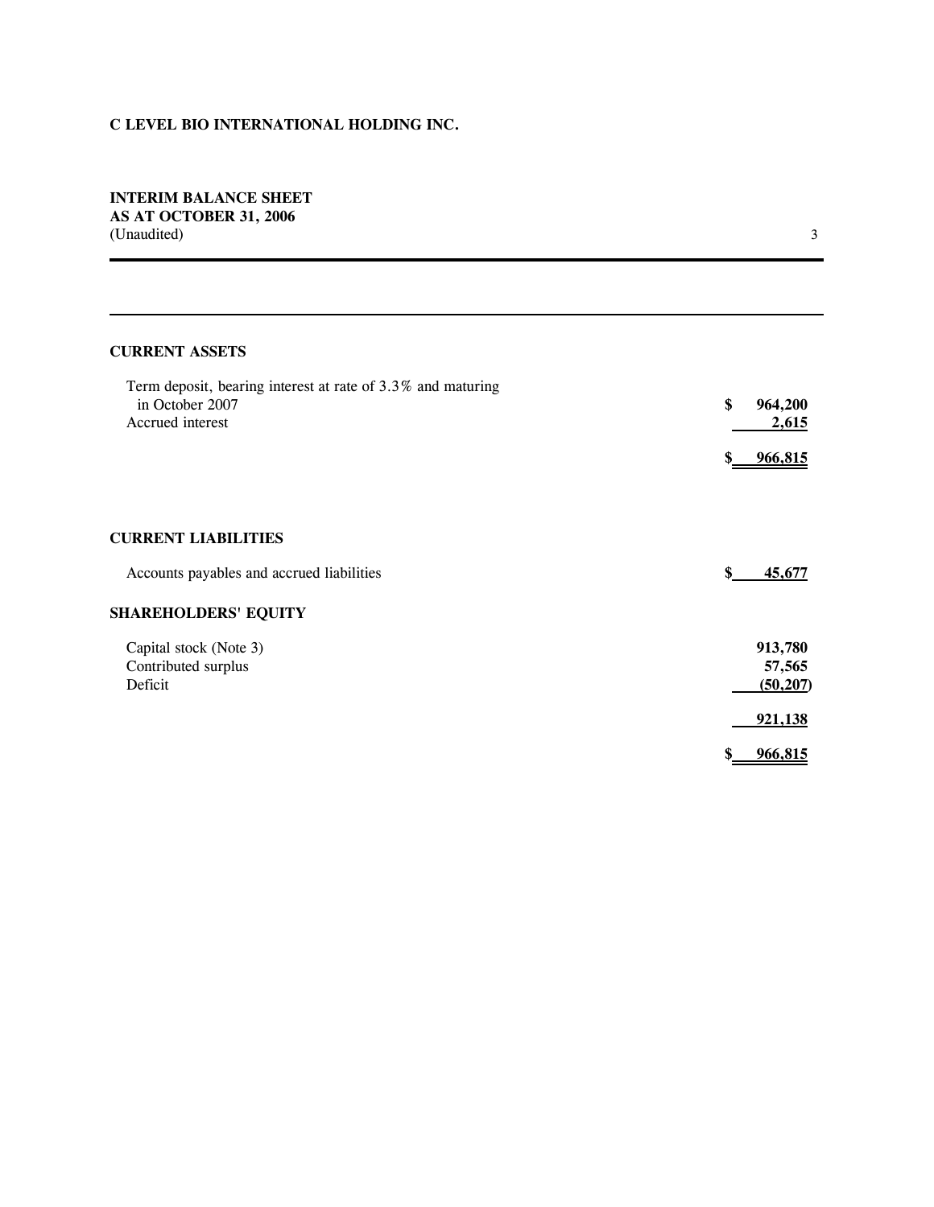**C LEVEL BIO INTERNATIONAL HOLDING INC.**

**INTERIM BALANCE SHEET**
**AS AT OCTOBER 31, 2006**
(Unaudited)

| | |
|---|---|
| **CURRENT ASSETS** | |
| Term deposit, bearing interest at rate of 3.3% and maturing in October 2007 | **$ 964,200** |
| Accrued interest | **2,615** |
| | **$ 966,815** |
| **CURRENT LIABILITIES** | |
| Accounts payables and accrued liabilities | **$ 45,677** |
| **SHAREHOLDERS' EQUITY** | |
| Capital stock (Note 3) | **913,780** |
| Contributed surplus | **57,565** |
| Deficit | **(50,207)** |
| | **921,138** |
| | **$ 966,815** |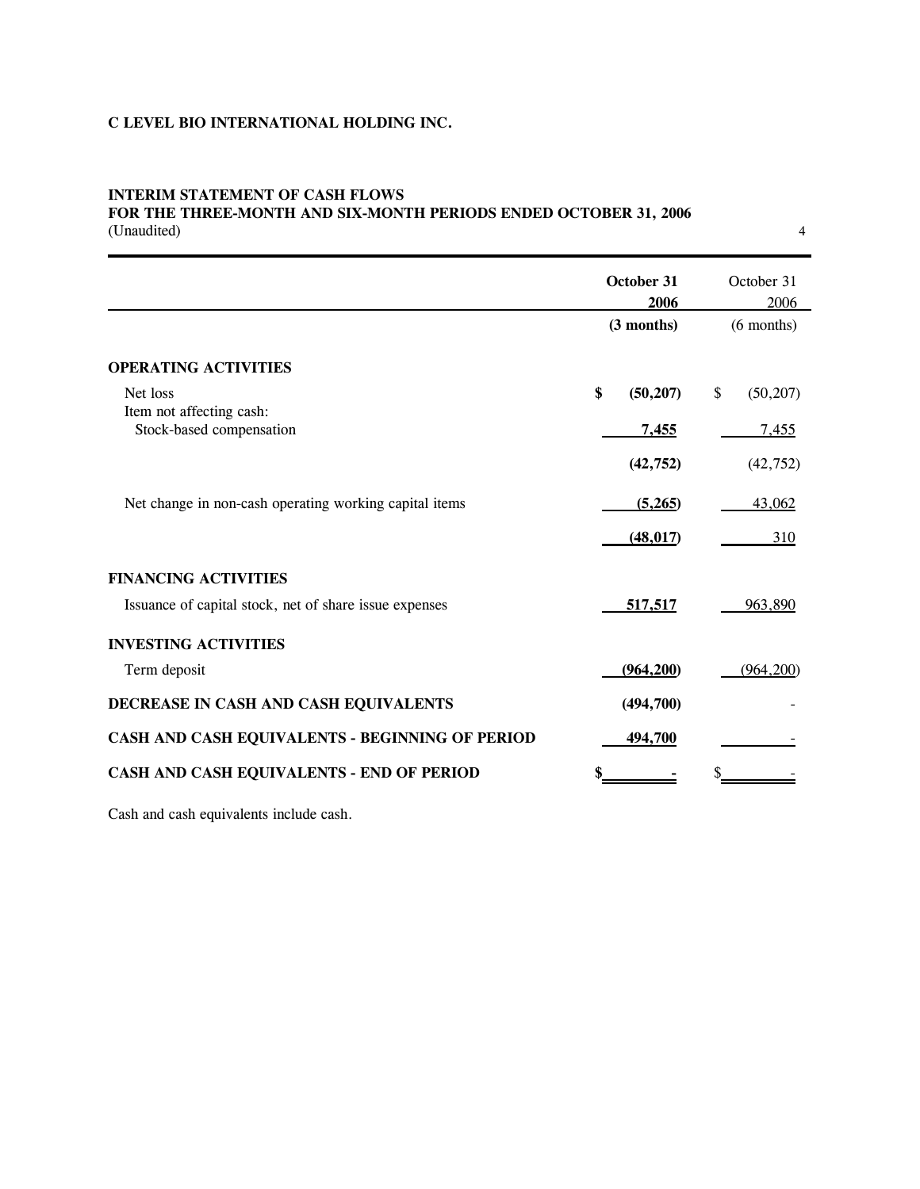**C LEVEL BIO INTERNATIONAL HOLDING INC.**

**INTERIM STATEMENT OF CASH FLOWS**
**FOR THE THREE-MONTH AND SIX-MONTH PERIODS ENDED OCTOBER 31, 2006**
(Unaudited)

| | **October 31 2006 (3 months)** | October 31 2006 (6 months) |
|---|---|---|
| **OPERATING ACTIVITIES** | | |
| Net loss | **$ (50,207)** | $ (50,207) |
| Item not affecting cash: | | |
| Stock-based compensation | **7,455** | 7,455 |
| | **(42,752)** | (42,752) |
| Net change in non-cash operating working capital items | **(5,265)** | 43,062 |
| | **(48,017)** | 310 |
| **FINANCING ACTIVITIES** | | |
| Issuance of capital stock, net of share issue expenses | **517,517** | 963,890 |
| **INVESTING ACTIVITIES** | | |
| Term deposit | **(964,200)** | (964,200) |
| **DECREASE IN CASH AND CASH EQUIVALENTS** | **(494,700)** | - |
| **CASH AND CASH EQUIVALENTS - BEGINNING OF PERIOD** | **494,700** | - |
| **CASH AND CASH EQUIVALENTS - END OF PERIOD** | **$ -** | $ - |

Cash and cash equivalents include cash.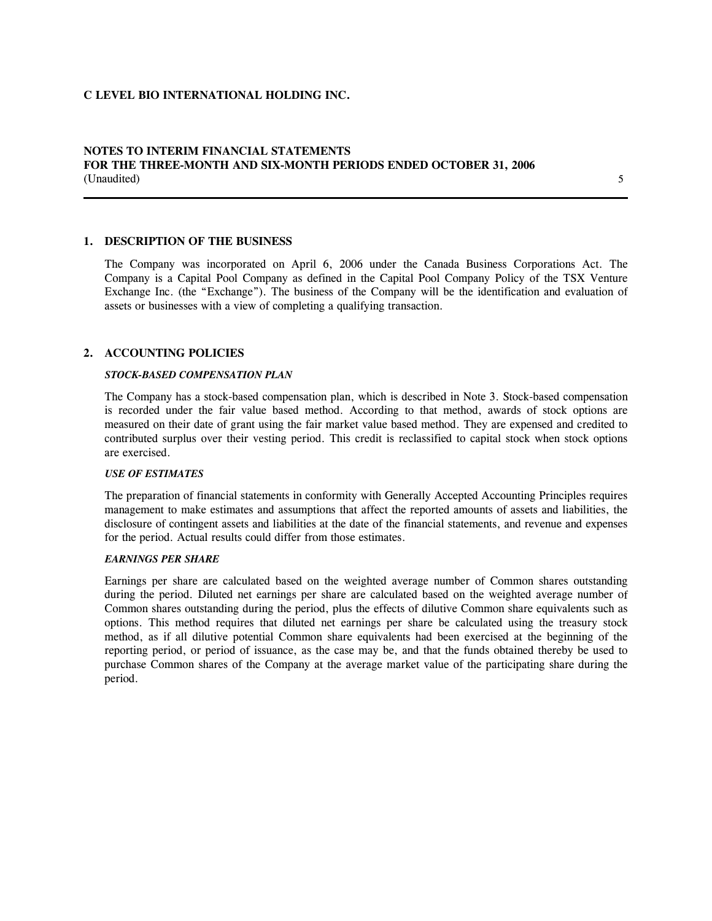**C LEVEL BIO INTERNATIONAL HOLDING INC.**

**NOTES TO INTERIM FINANCIAL STATEMENTS**
**FOR THE THREE-MONTH AND SIX-MONTH PERIODS ENDED OCTOBER 31, 2006**
(Unaudited)

## 1. DESCRIPTION OF THE BUSINESS

The Company was incorporated on April 6, 2006 under the Canada Business Corporations Act. The Company is a Capital Pool Company as defined in the Capital Pool Company Policy of the TSX Venture Exchange Inc. (the "Exchange"). The business of the Company will be the identification and evaluation of assets or businesses with a view of completing a qualifying transaction.

## 2. ACCOUNTING POLICIES

***STOCK-BASED COMPENSATION PLAN***

The Company has a stock-based compensation plan, which is described in Note 3. Stock-based compensation is recorded under the fair value based method. According to that method, awards of stock options are measured on their date of grant using the fair market value based method. They are expensed and credited to contributed surplus over their vesting period. This credit is reclassified to capital stock when stock options are exercised.

***USE OF ESTIMATES***

The preparation of financial statements in conformity with Generally Accepted Accounting Principles requires management to make estimates and assumptions that affect the reported amounts of assets and liabilities, the disclosure of contingent assets and liabilities at the date of the financial statements, and revenue and expenses for the period. Actual results could differ from those estimates.

***EARNINGS PER SHARE***

Earnings per share are calculated based on the weighted average number of Common shares outstanding during the period. Diluted net earnings per share are calculated based on the weighted average number of Common shares outstanding during the period, plus the effects of dilutive Common share equivalents such as options. This method requires that diluted net earnings per share be calculated using the treasury stock method, as if all dilutive potential Common share equivalents had been exercised at the beginning of the reporting period, or period of issuance, as the case may be, and that the funds obtained thereby be used to purchase Common shares of the Company at the average market value of the participating share during the period.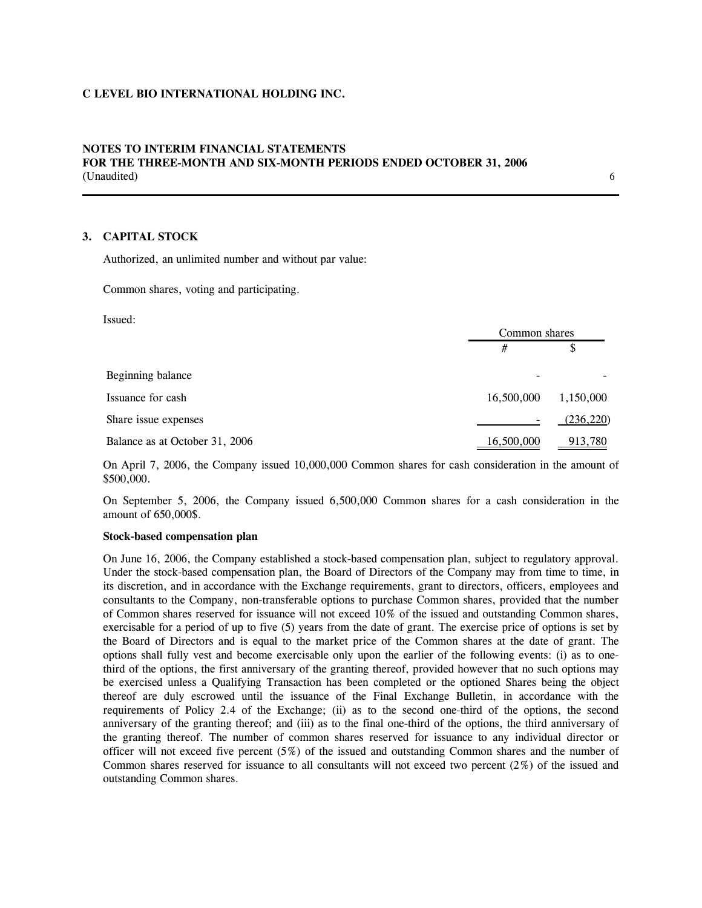## 3. CAPITAL STOCK

Authorized, an unlimited number and without par value:

Common shares, voting and participating.

Issued:

| | Common shares | |
|---|---|---|
| | # | $ |
| Beginning balance | - | - |
| Issuance for cash | 16,500,000 | 1,150,000 |
| Share issue expenses | - | (236,220) |
| Balance as at October 31, 2006 | 16,500,000 | 913,780 |

On April 7, 2006, the Company issued 10,000,000 Common shares for cash consideration in the amount of $500,000.

On September 5, 2006, the Company issued 6,500,000 Common shares for a cash consideration in the amount of 650,000$.

**Stock-based compensation plan**

On June 16, 2006, the Company established a stock-based compensation plan, subject to regulatory approval. Under the stock-based compensation plan, the Board of Directors of the Company may from time to time, in its discretion, and in accordance with the Exchange requirements, grant to directors, officers, employees and consultants to the Company, non-transferable options to purchase Common shares, provided that the number of Common shares reserved for issuance will not exceed 10% of the issued and outstanding Common shares, exercisable for a period of up to five (5) years from the date of grant. The exercise price of options is set by the Board of Directors and is equal to the market price of the Common shares at the date of grant. The options shall fully vest and become exercisable only upon the earlier of the following events: (i) as to one-third of the options, the first anniversary of the granting thereof, provided however that no such options may be exercised unless a Qualifying Transaction has been completed or the optioned Shares being the object thereof are duly escrowed until the issuance of the Final Exchange Bulletin, in accordance with the requirements of Policy 2.4 of the Exchange; (ii) as to the second one-third of the options, the second anniversary of the granting thereof; and (iii) as to the final one-third of the options, the third anniversary of the granting thereof. The number of common shares reserved for issuance to any individual director or officer will not exceed five percent (5%) of the issued and outstanding Common shares and the number of Common shares reserved for issuance to all consultants will not exceed two percent (2%) of the issued and outstanding Common shares.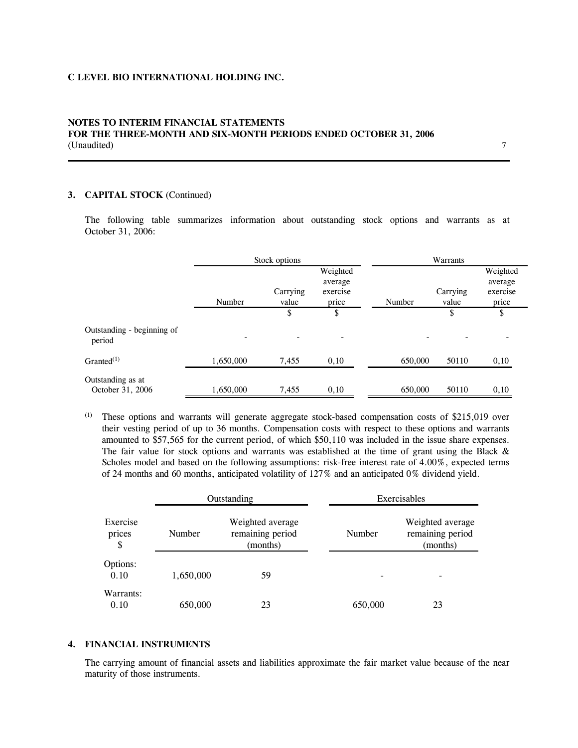**C LEVEL BIO INTERNATIONAL HOLDING INC.**

**NOTES TO INTERIM FINANCIAL STATEMENTS**
**FOR THE THREE-MONTH AND SIX-MONTH PERIODS ENDED OCTOBER 31, 2006**
(Unaudited)

## 3. CAPITAL STOCK (Continued)

The following table summarizes information about outstanding stock options and warrants as at October 31, 2006:

| | Stock options | | | Warrants | | |
|---|---|---|---|---|---|---|
| | Number | Carrying value | Weighted average exercise price | Number | Carrying value | Weighted average exercise price |
| | | $ | $ | | $ | $ |
| Outstanding - beginning of period | - | - | - | - | - | - |
| Granted[(1)] | 1,650,000 | 7,455 | 0,10 | 650,000 | 50110 | 0,10 |
| Outstanding as at October 31, 2006 | 1,650,000 | 7,455 | 0,10 | 650,000 | 50110 | 0,10 |

(1) These options and warrants will generate aggregate stock-based compensation costs of $215,019 over their vesting period of up to 36 months. Compensation costs with respect to these options and warrants amounted to $57,565 for the current period, of which $50,110 was included in the issue share expenses. The fair value for stock options and warrants was established at the time of grant using the Black & Scholes model and based on the following assumptions: risk-free interest rate of 4.00%, expected terms of 24 months and 60 months, anticipated volatility of 127% and an anticipated 0% dividend yield.

| | Outstanding | | Exercisables | |
|---|---|---|---|---|
| Exercise prices $ | Number | Weighted average remaining period (months) | Number | Weighted average remaining period (months) |
| Options: 0.10 | 1,650,000 | 59 | - | - |
| Warrants: 0.10 | 650,000 | 23 | 650,000 | 23 |

## 4. FINANCIAL INSTRUMENTS

The carrying amount of financial assets and liabilities approximate the fair market value because of the near maturity of those instruments.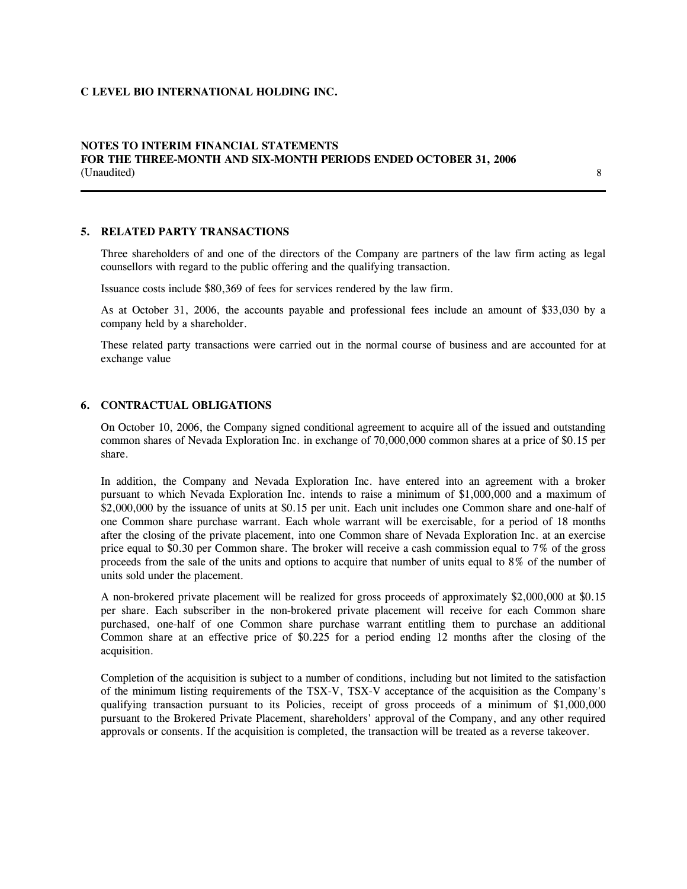## 5. RELATED PARTY TRANSACTIONS

Three shareholders of and one of the directors of the Company are partners of the law firm acting as legal counsellors with regard to the public offering and the qualifying transaction.

Issuance costs include $80,369 of fees for services rendered by the law firm.

As at October 31, 2006, the accounts payable and professional fees include an amount of $33,030 by a company held by a shareholder.

These related party transactions were carried out in the normal course of business and are accounted for at exchange value

## 6. CONTRACTUAL OBLIGATIONS

On October 10, 2006, the Company signed conditional agreement to acquire all of the issued and outstanding common shares of Nevada Exploration Inc. in exchange of 70,000,000 common shares at a price of $0.15 per share.

In addition, the Company and Nevada Exploration Inc. have entered into an agreement with a broker pursuant to which Nevada Exploration Inc. intends to raise a minimum of $1,000,000 and a maximum of $2,000,000 by the issuance of units at $0.15 per unit. Each unit includes one Common share and one-half of one Common share purchase warrant. Each whole warrant will be exercisable, for a period of 18 months after the closing of the private placement, into one Common share of Nevada Exploration Inc. at an exercise price equal to $0.30 per Common share. The broker will receive a cash commission equal to 7% of the gross proceeds from the sale of the units and options to acquire that number of units equal to 8% of the number of units sold under the placement.

A non-brokered private placement will be realized for gross proceeds of approximately $2,000,000 at $0.15 per share. Each subscriber in the non-brokered private placement will receive for each Common share purchased, one-half of one Common share purchase warrant entitling them to purchase an additional Common share at an effective price of $0.225 for a period ending 12 months after the closing of the acquisition.

Completion of the acquisition is subject to a number of conditions, including but not limited to the satisfaction of the minimum listing requirements of the TSX-V, TSX-V acceptance of the acquisition as the Company's qualifying transaction pursuant to its Policies, receipt of gross proceeds of a minimum of $1,000,000 pursuant to the Brokered Private Placement, shareholders' approval of the Company, and any other required approvals or consents. If the acquisition is completed, the transaction will be treated as a reverse takeover.